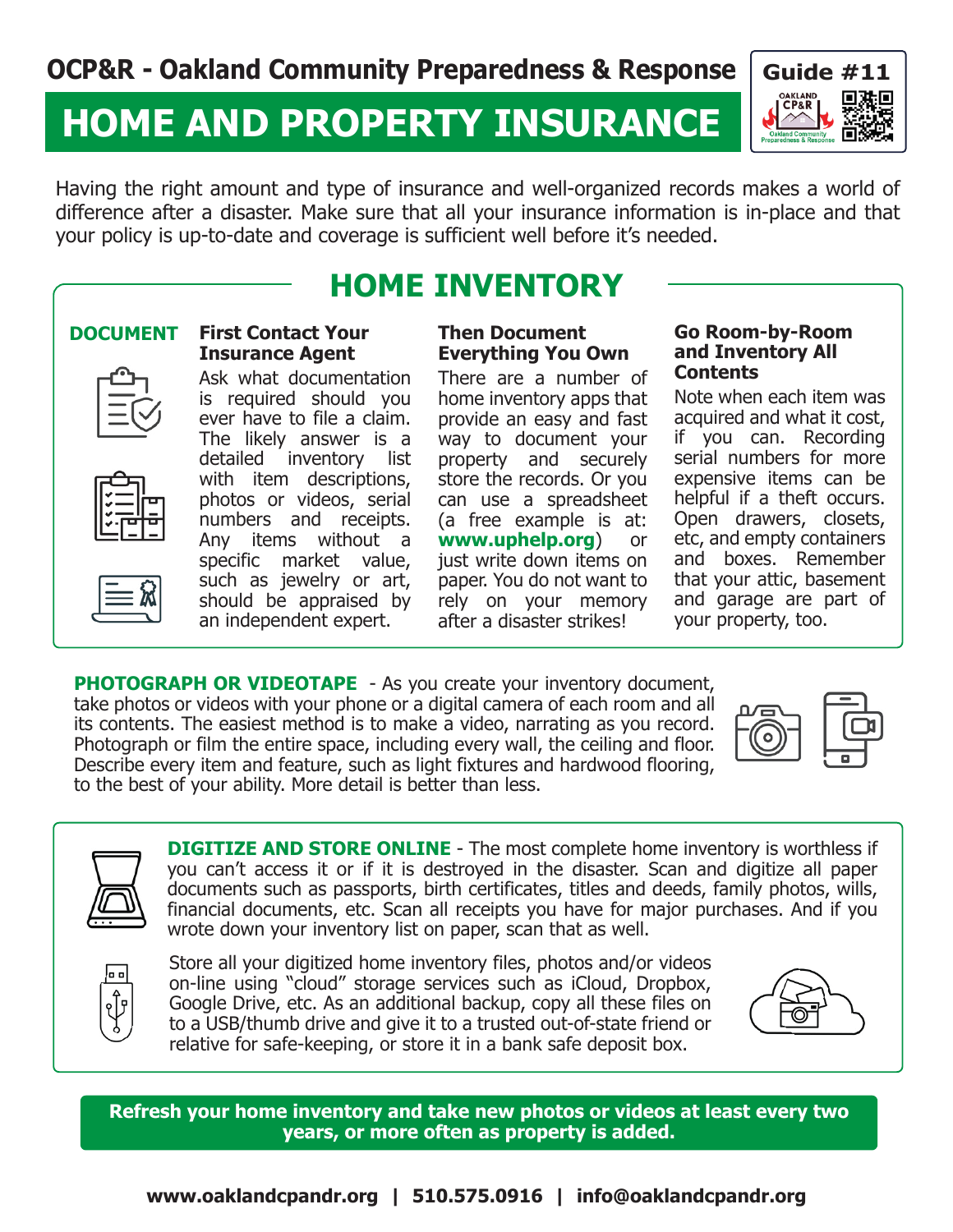OCP&R - Oakland Community Preparedness & Response

Guide #11

# HOME AND PROPERTY INSURANCE

Having the right amount and type of insurance and well-organized records makes a world of difference after a disaster. Make sure that all your insurance information is in-place and that your policy is up-to-date and coverage is sufficient well before it's needed.

## HOME INVENTORY

### DOCUMENT

**First Contact Your Insurance Agent**

Ask what documentation is required should you ever have to file a claim. The likely answer is a detailed inventory list with item descriptions, photos or videos, serial numbers and receipts. Any items without a specific market value, such as jewelry or art, should be appraised by an independent expert.

**Then Document Everything You Own**

There are a number of home inventory apps that provide an easy and fast way to document your property and securely store the records. Or you can use a spreadsheet (a free example is at: **www.uphelp.org**) or just write down items on paper. You do not want to rely on your memory after a disaster strikes!

**Go Room-by-Room and Inventory All Contents**

Note when each item was acquired and what it cost, if you can. Recording serial numbers for more expensive items can be helpful if a theft occurs. Open drawers, closets, etc, and empty containers and boxes. Remember that your attic, basement and garage are part of your property, too.

**PHOTOGRAPH OR VIDEOTAPE** - As you create your inventory document, take photos or videos with your phone or a digital camera of each room and all its contents. The easiest method is to make a video, narrating as you record. Photograph or film the entire space, including every wall, the ceiling and floor. Describe every item and feature, such as light fixtures and hardwood flooring, to the best of your ability. More detail is better than less.

**DIGITIZE AND STORE ONLINE** - The most complete home inventory is worthless if you can't access it or if it is destroyed in the disaster. Scan and digitize all paper documents such as passports, birth certificates, titles and deeds, family photos, wills, financial documents, etc. Scan all receipts you have for major purchases. And if you wrote down your inventory list on paper, scan that as well.

Store all your digitized home inventory files, photos and/or videos on-line using "cloud" storage services such as iCloud, Dropbox, Google Drive, etc. As an additional backup, copy all these files on to a USB/thumb drive and give it to a trusted out-of-state friend or relative for safe-keeping, or store it in a bank safe deposit box.

**Refresh your home inventory and take new photos or videos at least every two years, or more often as property is added.**

**www.oaklandcpandr.org | 510.575.0916 | info@oaklandcpandr.org**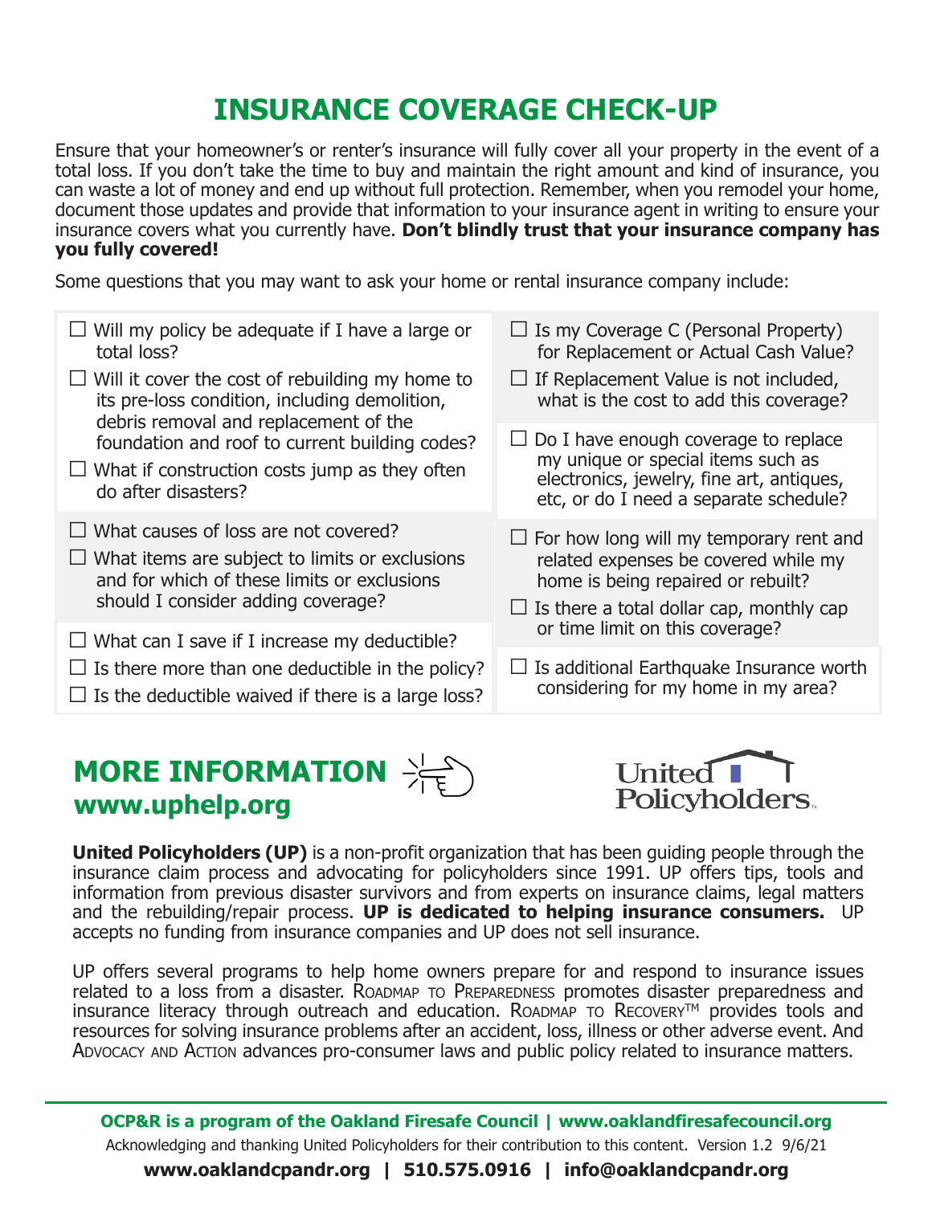# INSURANCE COVERAGE CHECK-UP

Ensure that your homeowner's or renter's insurance will fully cover all your property in the event of a total loss. If you don't take the time to buy and maintain the right amount and kind of insurance, you can waste a lot of money and end up without full protection. Remember, when you remodel your home, document those updates and provide that information to your insurance agent in writing to ensure your insurance covers what you currently have. **Don't blindly trust that your insurance company has you fully covered!**

Some questions that you may want to ask your home or rental insurance company include:

- ☐ Will my policy be adequate if I have a large or total loss?
- ☐ Will it cover the cost of rebuilding my home to its pre-loss condition, including demolition, debris removal and replacement of the foundation and roof to current building codes?
- ☐ What if construction costs jump as they often do after disasters?

- ☐ What causes of loss are not covered?
- ☐ What items are subject to limits or exclusions and for which of these limits or exclusions should I consider adding coverage?

- ☐ What can I save if I increase my deductible?
- ☐ Is there more than one deductible in the policy?
- ☐ Is the deductible waived if there is a large loss?

- ☐ Is my Coverage C (Personal Property) for Replacement or Actual Cash Value?
- ☐ If Replacement Value is not included, what is the cost to add this coverage?

- ☐ Do I have enough coverage to replace my unique or special items such as electronics, jewelry, fine art, antiques, etc, or do I need a separate schedule?

- ☐ For how long will my temporary rent and related expenses be covered while my home is being repaired or rebuilt?
- ☐ Is there a total dollar cap, monthly cap or time limit on this coverage?

- ☐ Is additional Earthquake Insurance worth considering for my home in my area?

## MORE INFORMATION
**www.uphelp.org**

United Policyholders

**United Policyholders (UP)** is a non-profit organization that has been guiding people through the insurance claim process and advocating for policyholders since 1991. UP offers tips, tools and information from previous disaster survivors and from experts on insurance claims, legal matters and the rebuilding/repair process. **UP is dedicated to helping insurance consumers.** UP accepts no funding from insurance companies and UP does not sell insurance.

UP offers several programs to help home owners prepare for and respond to insurance issues related to a loss from a disaster. Roadmap to Preparedness promotes disaster preparedness and insurance literacy through outreach and education. Roadmap to Recovery™ provides tools and resources for solving insurance problems after an accident, loss, illness or other adverse event. And Advocacy and Action advances pro-consumer laws and public policy related to insurance matters.

**OCP&R is a program of the Oakland Firesafe Council | www.oaklandfiresafecouncil.org**

Acknowledging and thanking United Policyholders for their contribution to this content. Version 1.2 9/6/21

**www.oaklandcpandr.org | 510.575.0916 | info@oaklandcpandr.org**